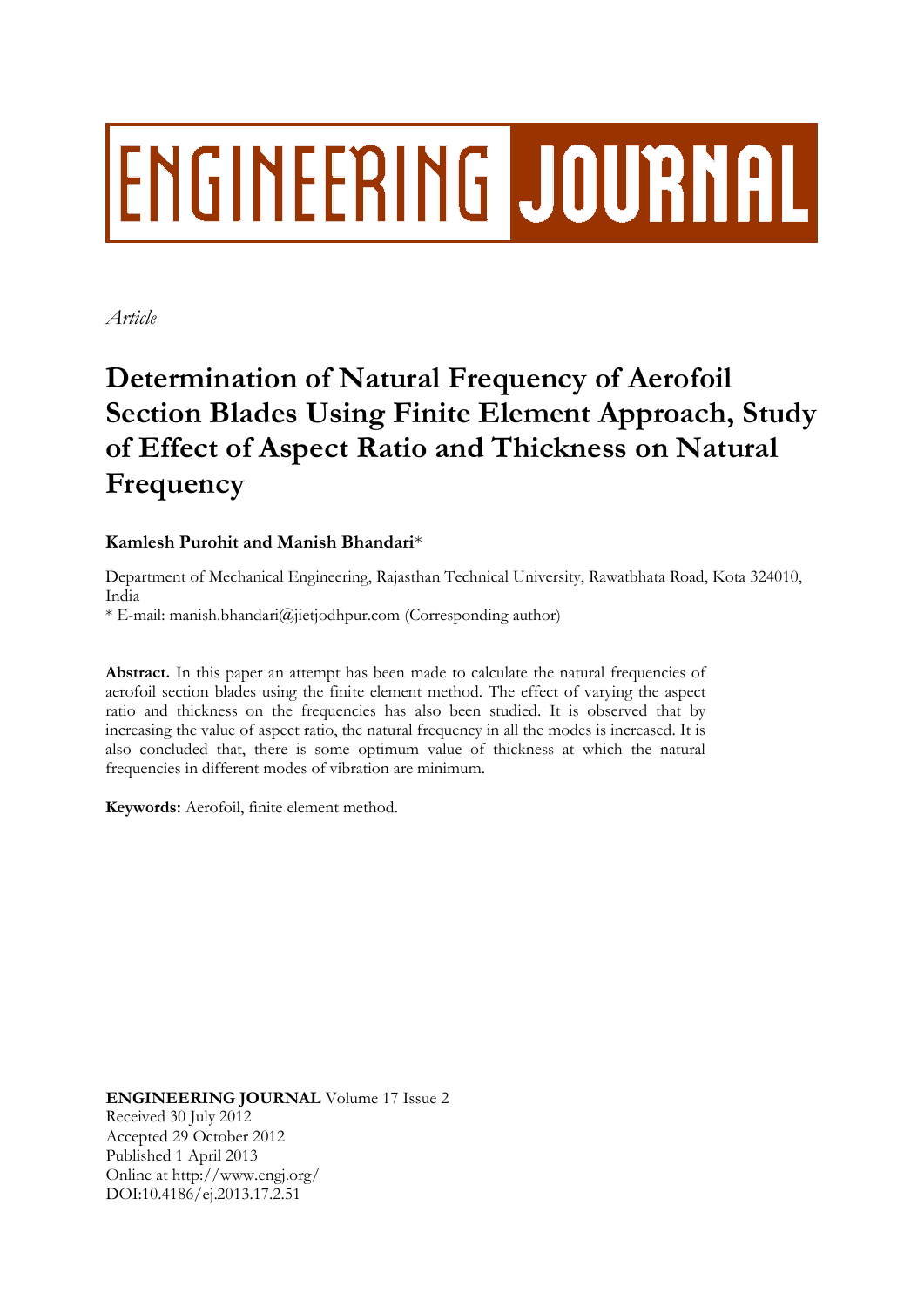ENGINEERING JOURNAL

*Article*

# Determination of Natural Frequency of Aerofoil Section Blades Using Finite Element Approach, Study of Effect of Aspect Ratio and Thickness on Natural Frequency

**Kamlesh Purohit and Manish Bhandari***

Department of Mechanical Engineering, Rajasthan Technical University, Rawatbhata Road, Kota 324010, India

* E-mail: manish.bhandari@jietjodhpur.com (Corresponding author)

**Abstract.** In this paper an attempt has been made to calculate the natural frequencies of aerofoil section blades using the finite element method. The effect of varying the aspect ratio and thickness on the frequencies has also been studied. It is observed that by increasing the value of aspect ratio, the natural frequency in all the modes is increased. It is also concluded that, there is some optimum value of thickness at which the natural frequencies in different modes of vibration are minimum.

**Keywords:** Aerofoil, finite element method.

**ENGINEERING JOURNAL** Volume 17 Issue 2
Received 30 July 2012
Accepted 29 October 2012
Published 1 April 2013
Online at http://www.engj.org/
DOI:10.4186/ej.2013.17.2.51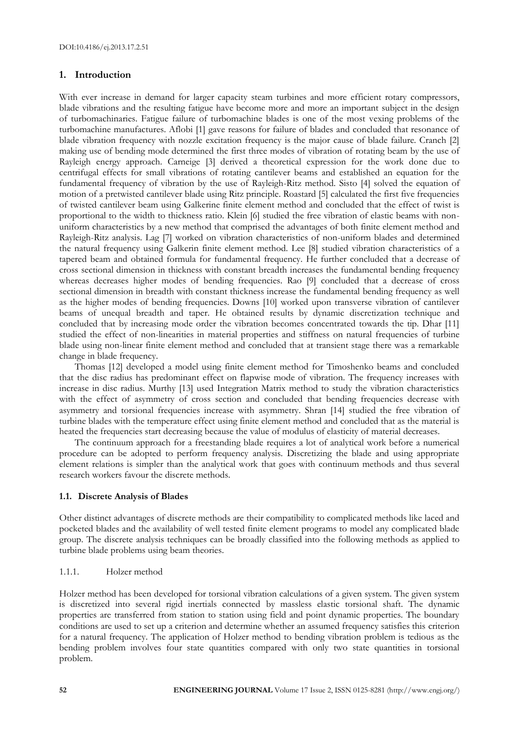## 1. Introduction

With ever increase in demand for larger capacity steam turbines and more efficient rotary compressors, blade vibrations and the resulting fatigue have become more and more an important subject in the design of turbomachinaries. Fatigue failure of turbomachine blades is one of the most vexing problems of the turbomachine manufactures. Aflobi [1] gave reasons for failure of blades and concluded that resonance of blade vibration frequency with nozzle excitation frequency is the major cause of blade failure. Cranch [2] making use of bending mode determined the first three modes of vibration of rotating beam by the use of Rayleigh energy approach. Carneige [3] derived a theoretical expression for the work done due to centrifugal effects for small vibrations of rotating cantilever beams and established an equation for the fundamental frequency of vibration by the use of Rayleigh-Ritz method. Sisto [4] solved the equation of motion of a pretwisted cantilever blade using Ritz principle. Roastard [5] calculated the first five frequencies of twisted cantilever beam using Galkerine finite element method and concluded that the effect of twist is proportional to the width to thickness ratio. Klein [6] studied the free vibration of elastic beams with non-uniform characteristics by a new method that comprised the advantages of both finite element method and Rayleigh-Ritz analysis. Lag [7] worked on vibration characteristics of non-uniform blades and determined the natural frequency using Galkerin finite element method. Lee [8] studied vibration characteristics of a tapered beam and obtained formula for fundamental frequency. He further concluded that a decrease of cross sectional dimension in thickness with constant breadth increases the fundamental bending frequency whereas decreases higher modes of bending frequencies. Rao [9] concluded that a decrease of cross sectional dimension in breadth with constant thickness increase the fundamental bending frequency as well as the higher modes of bending frequencies. Downs [10] worked upon transverse vibration of cantilever beams of unequal breadth and taper. He obtained results by dynamic discretization technique and concluded that by increasing mode order the vibration becomes concentrated towards the tip. Dhar [11] studied the effect of non-linearities in material properties and stiffness on natural frequencies of turbine blade using non-linear finite element method and concluded that at transient stage there was a remarkable change in blade frequency.

Thomas [12] developed a model using finite element method for Timoshenko beams and concluded that the disc radius has predominant effect on flapwise mode of vibration. The frequency increases with increase in disc radius. Murthy [13] used Integration Matrix method to study the vibration characteristics with the effect of asymmetry of cross section and concluded that bending frequencies decrease with asymmetry and torsional frequencies increase with asymmetry. Shran [14] studied the free vibration of turbine blades with the temperature effect using finite element method and concluded that as the material is heated the frequencies start decreasing because the value of modulus of elasticity of material decreases.

The continuum approach for a freestanding blade requires a lot of analytical work before a numerical procedure can be adopted to perform frequency analysis. Discretizing the blade and using appropriate element relations is simpler than the analytical work that goes with continuum methods and thus several research workers favour the discrete methods.

### 1.1. Discrete Analysis of Blades

Other distinct advantages of discrete methods are their compatibility to complicated methods like laced and pocketed blades and the availability of well tested finite element programs to model any complicated blade group. The discrete analysis techniques can be broadly classified into the following methods as applied to turbine blade problems using beam theories.

#### 1.1.1. Holzer method

Holzer method has been developed for torsional vibration calculations of a given system. The given system is discretized into several rigid inertials connected by massless elastic torsional shaft. The dynamic properties are transferred from station to station using field and point dynamic properties. The boundary conditions are used to set up a criterion and determine whether an assumed frequency satisfies this criterion for a natural frequency. The application of Holzer method to bending vibration problem is tedious as the bending problem involves four state quantities compared with only two state quantities in torsional problem.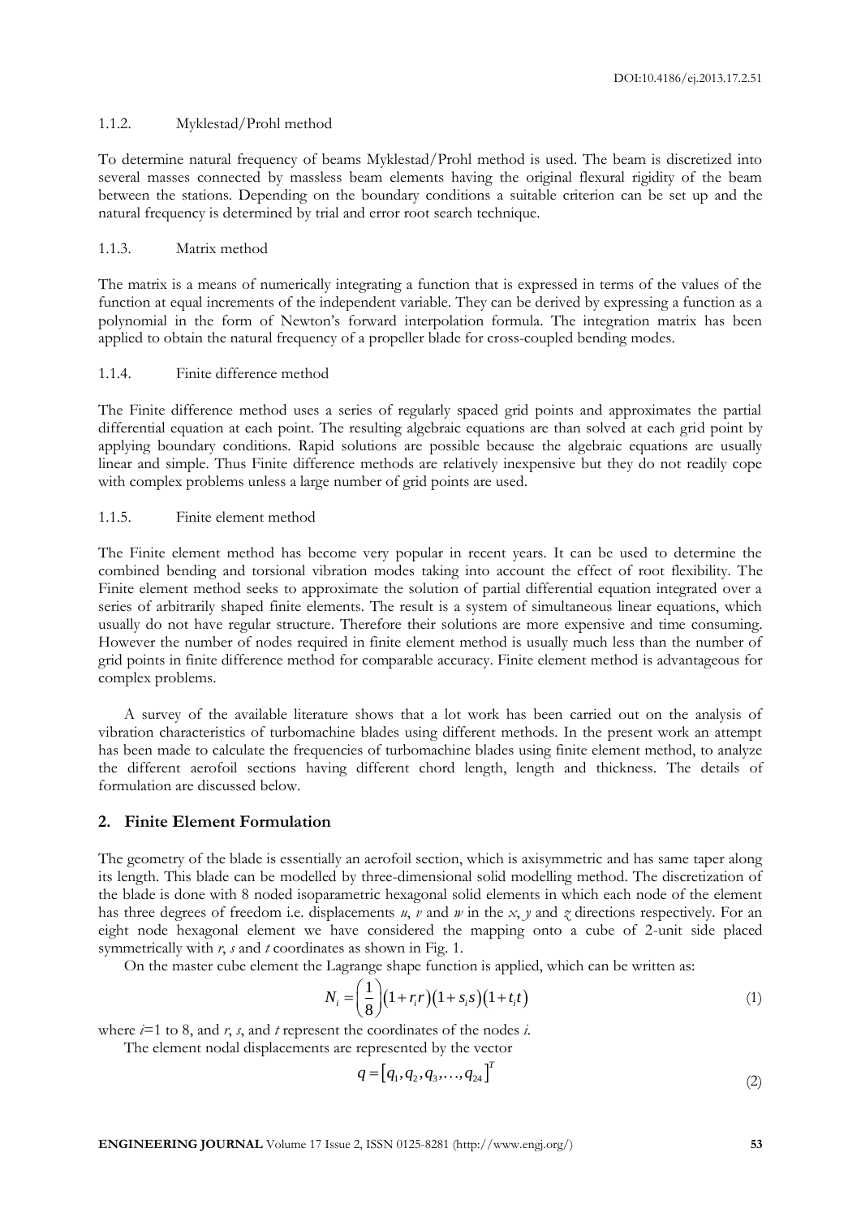#### 1.1.2. Myklestad/Prohl method

To determine natural frequency of beams Myklestad/Prohl method is used. The beam is discretized into several masses connected by massless beam elements having the original flexural rigidity of the beam between the stations. Depending on the boundary conditions a suitable criterion can be set up and the natural frequency is determined by trial and error root search technique.

#### 1.1.3. Matrix method

The matrix is a means of numerically integrating a function that is expressed in terms of the values of the function at equal increments of the independent variable. They can be derived by expressing a function as a polynomial in the form of Newton's forward interpolation formula. The integration matrix has been applied to obtain the natural frequency of a propeller blade for cross-coupled bending modes.

#### 1.1.4. Finite difference method

The Finite difference method uses a series of regularly spaced grid points and approximates the partial differential equation at each point. The resulting algebraic equations are than solved at each grid point by applying boundary conditions. Rapid solutions are possible because the algebraic equations are usually linear and simple. Thus Finite difference methods are relatively inexpensive but they do not readily cope with complex problems unless a large number of grid points are used.

#### 1.1.5. Finite element method

The Finite element method has become very popular in recent years. It can be used to determine the combined bending and torsional vibration modes taking into account the effect of root flexibility. The Finite element method seeks to approximate the solution of partial differential equation integrated over a series of arbitrarily shaped finite elements. The result is a system of simultaneous linear equations, which usually do not have regular structure. Therefore their solutions are more expensive and time consuming. However the number of nodes required in finite element method is usually much less than the number of grid points in finite difference method for comparable accuracy. Finite element method is advantageous for complex problems.

A survey of the available literature shows that a lot work has been carried out on the analysis of vibration characteristics of turbomachine blades using different methods. In the present work an attempt has been made to calculate the frequencies of turbomachine blades using finite element method, to analyze the different aerofoil sections having different chord length, length and thickness. The details of formulation are discussed below.

## 2. Finite Element Formulation

The geometry of the blade is essentially an aerofoil section, which is axisymmetric and has same taper along its length. This blade can be modelled by three-dimensional solid modelling method. The discretization of the blade is done with 8 noded isoparametric hexagonal solid elements in which each node of the element has three degrees of freedom i.e. displacements $u$, $v$ and $w$ in the $x$, $y$ and $z$ directions respectively. For an eight node hexagonal element we have considered the mapping onto a cube of 2-unit side placed symmetrically with $r$, $s$ and $t$ coordinates as shown in Fig. 1.

On the master cube element the Lagrange shape function is applied, which can be written as:

$$N_i = \left(\frac{1}{8}\right)(1+r_i r)(1+s_i s)(1+t_i t) \tag{1}$$

where $i$=1 to 8, and $r$, $s$, and $t$ represent the coordinates of the nodes $i$.

The element nodal displacements are represented by the vector

$$q = [q_1, q_2, q_3, \ldots, q_{24}]^T \tag{2}$$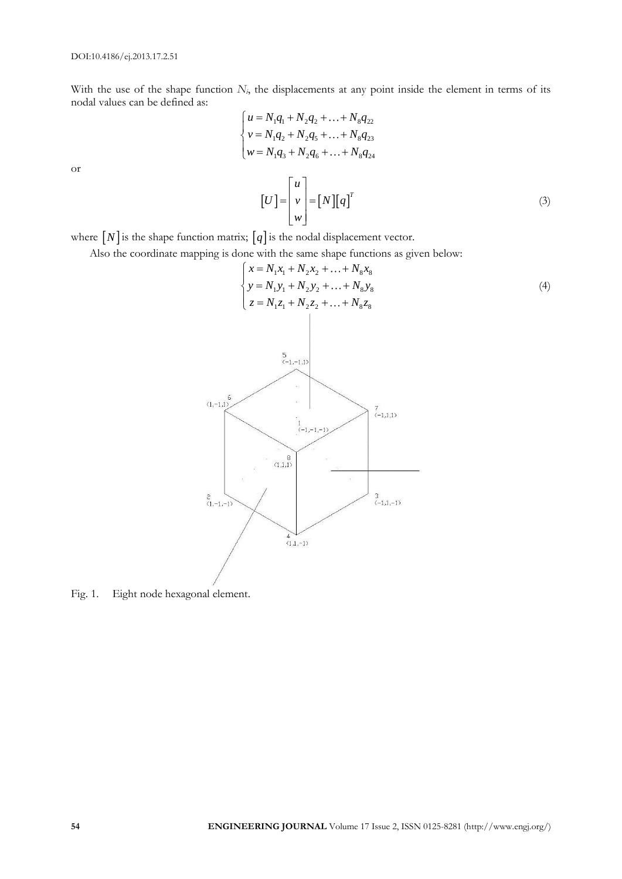With the use of the shape function $N_i$, the displacements at any point inside the element in terms of its nodal values can be defined as:

$$\begin{cases} u = N_1 q_1 + N_2 q_2 + \ldots + N_8 q_{22} \\ v = N_1 q_2 + N_2 q_5 + \ldots + N_8 q_{23} \\ w = N_1 q_3 + N_2 q_6 + \ldots + N_8 q_{24} \end{cases}$$

or

$$[U] = \begin{bmatrix} u \\ v \\ w \end{bmatrix} = [N][q]^T \tag{3}$$

where $[N]$ is the shape function matrix; $[q]$ is the nodal displacement vector.

Also the coordinate mapping is done with the same shape functions as given below:

$$\begin{cases} x = N_1 x_1 + N_2 x_2 + \ldots + N_8 x_8 \\ y = N_1 y_1 + N_2 y_2 + \ldots + N_8 y_8 \\ z = N_1 z_1 + N_2 z_2 + \ldots + N_8 z_8 \end{cases} \tag{4}$$

Fig. 1. Eight node hexagonal element.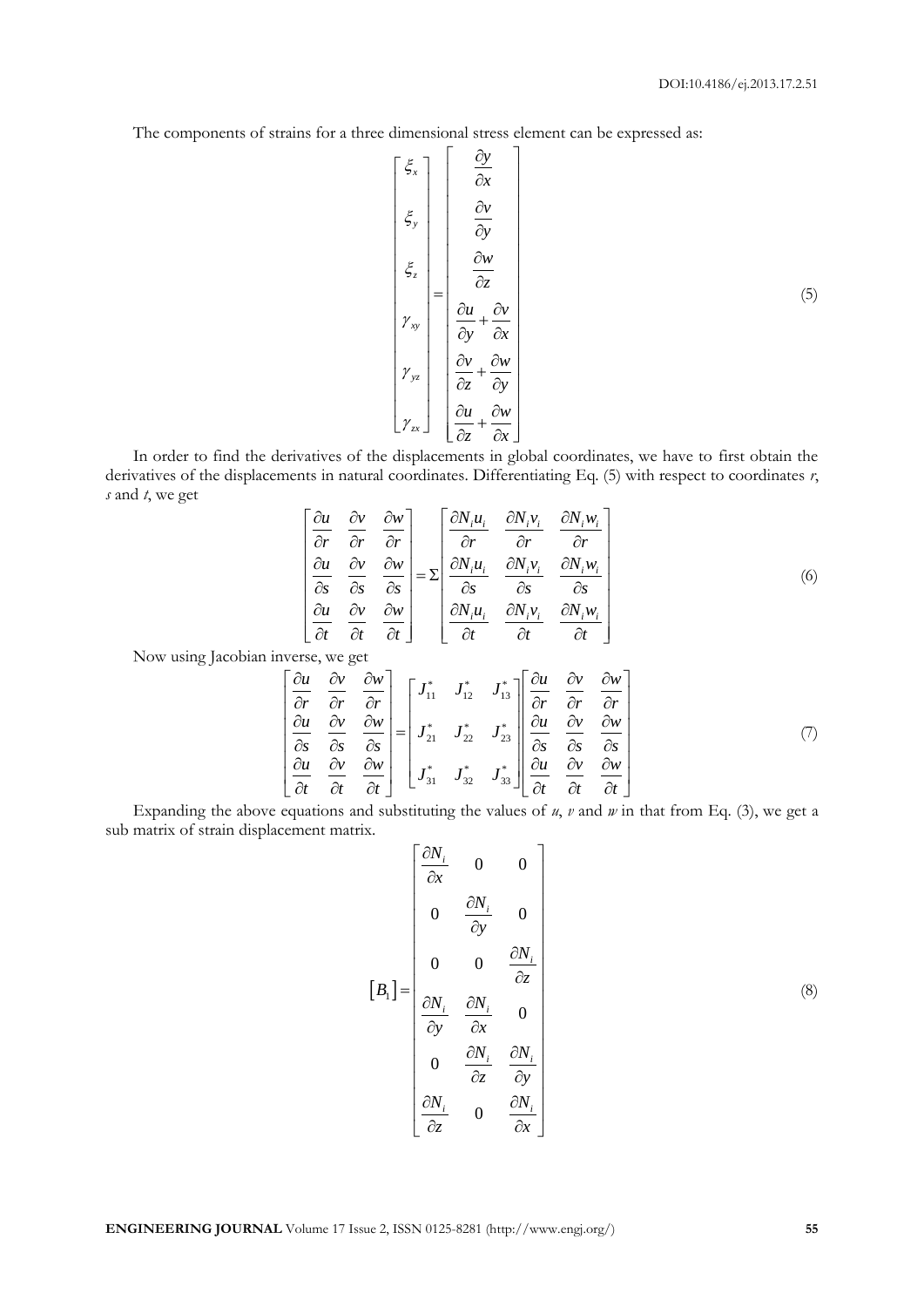The components of strains for a three dimensional stress element can be expressed as:

$$\begin{bmatrix} \xi_x \\ \xi_y \\ \xi_z \\ \gamma_{xy} \\ \gamma_{yz} \\ \gamma_{zx} \end{bmatrix} = \begin{bmatrix} \dfrac{\partial y}{\partial x} \\ \dfrac{\partial v}{\partial y} \\ \dfrac{\partial w}{\partial z} \\ \dfrac{\partial u}{\partial y} + \dfrac{\partial v}{\partial x} \\ \dfrac{\partial v}{\partial z} + \dfrac{\partial w}{\partial y} \\ \dfrac{\partial u}{\partial z} + \dfrac{\partial w}{\partial x} \end{bmatrix} \tag{5}$$

In order to find the derivatives of the displacements in global coordinates, we have to first obtain the derivatives of the displacements in natural coordinates. Differentiating Eq. (5) with respect to coordinates *r*, *s* and *t*, we get

$$\begin{bmatrix} \dfrac{\partial u}{\partial r} & \dfrac{\partial v}{\partial r} & \dfrac{\partial w}{\partial r} \\ \dfrac{\partial u}{\partial s} & \dfrac{\partial v}{\partial s} & \dfrac{\partial w}{\partial s} \\ \dfrac{\partial u}{\partial t} & \dfrac{\partial v}{\partial t} & \dfrac{\partial w}{\partial t} \end{bmatrix} = \Sigma \begin{bmatrix} \dfrac{\partial N_i u_i}{\partial r} & \dfrac{\partial N_i v_i}{\partial r} & \dfrac{\partial N_i w_i}{\partial r} \\ \dfrac{\partial N_i u_i}{\partial s} & \dfrac{\partial N_i v_i}{\partial s} & \dfrac{\partial N_i w_i}{\partial s} \\ \dfrac{\partial N_i u_i}{\partial t} & \dfrac{\partial N_i v_i}{\partial t} & \dfrac{\partial N_i w_i}{\partial t} \end{bmatrix} \tag{6}$$

Now using Jacobian inverse, we get

$$\begin{bmatrix} \dfrac{\partial u}{\partial r} & \dfrac{\partial v}{\partial r} & \dfrac{\partial w}{\partial r} \\ \dfrac{\partial u}{\partial s} & \dfrac{\partial v}{\partial s} & \dfrac{\partial w}{\partial s} \\ \dfrac{\partial u}{\partial t} & \dfrac{\partial v}{\partial t} & \dfrac{\partial w}{\partial t} \end{bmatrix} = \begin{bmatrix} J_{11}^* & J_{12}^* & J_{13}^* \\ J_{21}^* & J_{22}^* & J_{23}^* \\ J_{31}^* & J_{32}^* & J_{33}^* \end{bmatrix} \begin{bmatrix} \dfrac{\partial u}{\partial r} & \dfrac{\partial v}{\partial r} & \dfrac{\partial w}{\partial r} \\ \dfrac{\partial u}{\partial s} & \dfrac{\partial v}{\partial s} & \dfrac{\partial w}{\partial s} \\ \dfrac{\partial u}{\partial t} & \dfrac{\partial v}{\partial t} & \dfrac{\partial w}{\partial t} \end{bmatrix} \tag{7}$$

Expanding the above equations and substituting the values of *u*, *v* and *w* in that from Eq. (3), we get a sub matrix of strain displacement matrix.

$$\left[B_1\right] = \begin{bmatrix} \dfrac{\partial N_i}{\partial x} & 0 & 0 \\ 0 & \dfrac{\partial N_i}{\partial y} & 0 \\ 0 & 0 & \dfrac{\partial N_i}{\partial z} \\ \dfrac{\partial N_i}{\partial y} & \dfrac{\partial N_i}{\partial x} & 0 \\ 0 & \dfrac{\partial N_i}{\partial z} & \dfrac{\partial N_i}{\partial y} \\ \dfrac{\partial N_i}{\partial z} & 0 & \dfrac{\partial N_i}{\partial x} \end{bmatrix} \tag{8}$$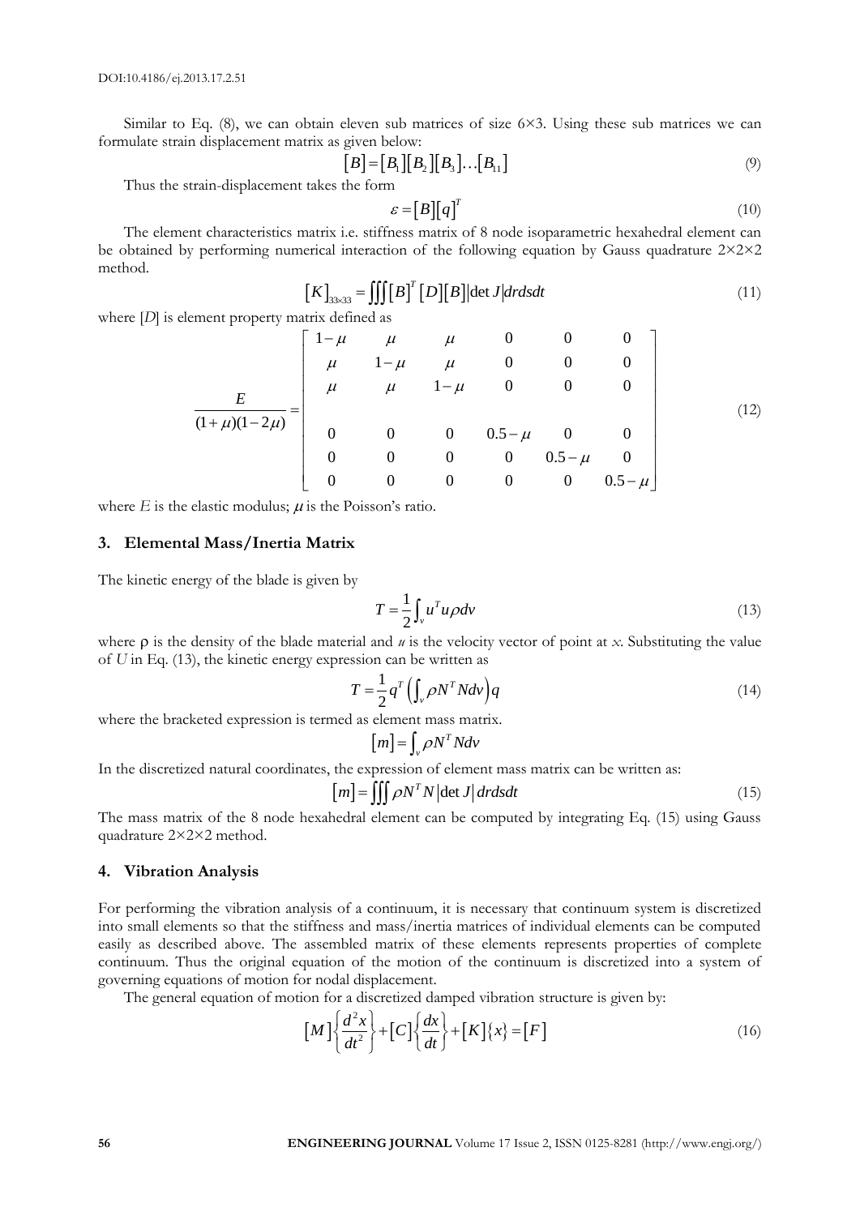Similar to Eq. (8), we can obtain eleven sub matrices of size 6×3. Using these sub matrices we can formulate strain displacement matrix as given below:

$$[B]=[B_1][B_2][B_3]\ldots[B_{11}] \tag{9}$$

Thus the strain-displacement takes the form

$$\varepsilon=[B][q]^T \tag{10}$$

The element characteristics matrix i.e. stiffness matrix of 8 node isoparametric hexahedral element can be obtained by performing numerical interaction of the following equation by Gauss quadrature 2×2×2 method.

$$[K]_{33\times33}=\iiint [B]^T[D][B]|\det J|drdsdt \tag{11}$$

where $[D]$ is element property matrix defined as

$$\frac{E}{(1+\mu)(1-2\mu)}=\begin{bmatrix} 1-\mu & \mu & \mu & 0 & 0 & 0 \\ \mu & 1-\mu & \mu & 0 & 0 & 0 \\ \mu & \mu & 1-\mu & 0 & 0 & 0 \\ 0 & 0 & 0 & 0.5-\mu & 0 & 0 \\ 0 & 0 & 0 & 0 & 0.5-\mu & 0 \\ 0 & 0 & 0 & 0 & 0 & 0.5-\mu \end{bmatrix} \tag{12}$$

where $E$ is the elastic modulus; $\mu$ is the Poisson's ratio.

## 3. Elemental Mass/Inertia Matrix

The kinetic energy of the blade is given by

$$T=\frac{1}{2}\int_v u^T u \rho dv \tag{13}$$

where ρ is the density of the blade material and $u$ is the velocity vector of point at $x$. Substituting the value of $U$ in Eq. (13), the kinetic energy expression can be written as

$$T=\frac{1}{2}q^T\left(\int_v \rho N^T N dv\right)q \tag{14}$$

where the bracketed expression is termed as element mass matrix.

$$[m]=\int_v \rho N^T N dv$$

In the discretized natural coordinates, the expression of element mass matrix can be written as:

$$[m]=\iiint \rho N^T N|\det J|\,drdsdt \tag{15}$$

The mass matrix of the 8 node hexahedral element can be computed by integrating Eq. (15) using Gauss quadrature 2×2×2 method.

## 4. Vibration Analysis

For performing the vibration analysis of a continuum, it is necessary that continuum system is discretized into small elements so that the stiffness and mass/inertia matrices of individual elements can be computed easily as described above. The assembled matrix of these elements represents properties of complete continuum. Thus the original equation of the motion of the continuum is discretized into a system of governing equations of motion for nodal displacement.

The general equation of motion for a discretized damped vibration structure is given by:

$$[M]\left\{\frac{d^2x}{dt^2}\right\}+[C]\left\{\frac{dx}{dt}\right\}+[K]\{x\}=[F] \tag{16}$$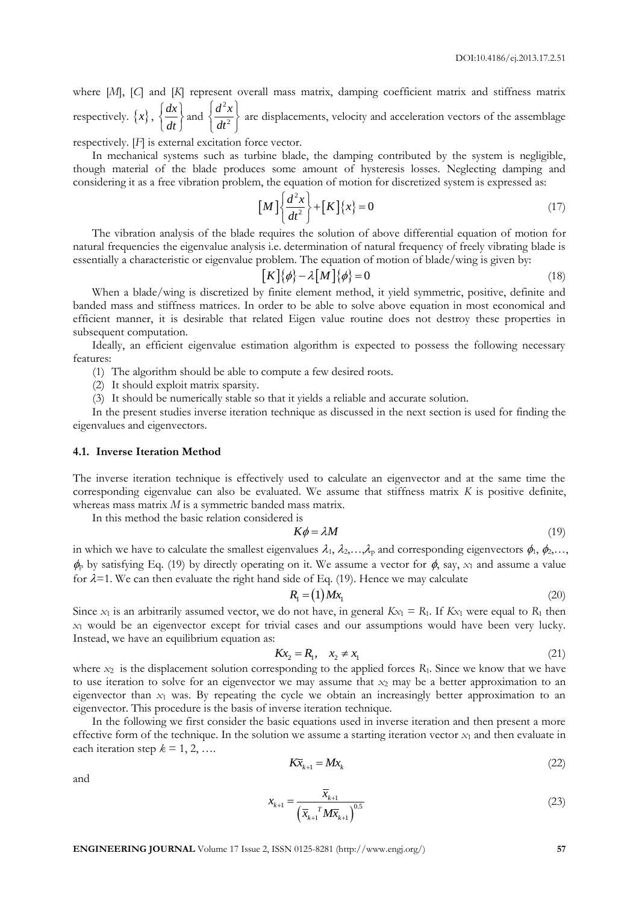where [$M$], [$C$] and [$K$] represent overall mass matrix, damping coefficient matrix and stiffness matrix respectively. $\{x\}$, $\left\{\frac{dx}{dt}\right\}$ and $\left\{\frac{d^2x}{dt^2}\right\}$ are displacements, velocity and acceleration vectors of the assemblage respectively. [$F$] is external excitation force vector.

In mechanical systems such as turbine blade, the damping contributed by the system is negligible, though material of the blade produces some amount of hysteresis losses. Neglecting damping and considering it as a free vibration problem, the equation of motion for discretized system is expressed as:

$$[M]\left\{\frac{d^2x}{dt^2}\right\}+[K]\{x\}=0 \tag{17}$$

The vibration analysis of the blade requires the solution of above differential equation of motion for natural frequencies the eigenvalue analysis i.e. determination of natural frequency of freely vibrating blade is essentially a characteristic or eigenvalue problem. The equation of motion of blade/wing is given by:

$$[K]\{\phi\}-\lambda[M]\{\phi\}=0 \tag{18}$$

When a blade/wing is discretized by finite element method, it yield symmetric, positive, definite and banded mass and stiffness matrices. In order to be able to solve above equation in most economical and efficient manner, it is desirable that related Eigen value routine does not destroy these properties in subsequent computation.

Ideally, an efficient eigenvalue estimation algorithm is expected to possess the following necessary features:

(1) The algorithm should be able to compute a few desired roots.
(2) It should exploit matrix sparsity.
(3) It should be numerically stable so that it yields a reliable and accurate solution.

In the present studies inverse iteration technique as discussed in the next section is used for finding the eigenvalues and eigenvectors.

### 4.1. Inverse Iteration Method

The inverse iteration technique is effectively used to calculate an eigenvector and at the same time the corresponding eigenvalue can also be evaluated. We assume that stiffness matrix $K$ is positive definite, whereas mass matrix $M$ is a symmetric banded mass matrix.

In this method the basic relation considered is

$$K\phi=\lambda M \tag{19}$$

in which we have to calculate the smallest eigenvalues $\lambda_1, \lambda_2,\ldots,\lambda_p$ and corresponding eigenvectors $\phi_1, \phi_2,\ldots, \phi_p$ by satisfying Eq. (19) by directly operating on it. We assume a vector for $\phi$, say, $x_1$ and assume a value for $\lambda=1$. We can then evaluate the right hand side of Eq. (19). Hence we may calculate

$$R_1=(1)Mx_1 \tag{20}$$

Since $x_1$ is an arbitrarily assumed vector, we do not have, in general $Kx_1 = R_1$. If $Kx_1$ were equal to $R_1$ then $x_1$ would be an eigenvector except for trivial cases and our assumptions would have been very lucky. Instead, we have an equilibrium equation as:

$$Kx_2=R_1, \quad x_2\neq x_1 \tag{21}$$

where $x_2$ is the displacement solution corresponding to the applied forces $R_1$. Since we know that we have to use iteration to solve for an eigenvector we may assume that $x_2$ may be a better approximation to an eigenvector than $x_1$ was. By repeating the cycle we obtain an increasingly better approximation to an eigenvector. This procedure is the basis of inverse iteration technique.

In the following we first consider the basic equations used in inverse iteration and then present a more effective form of the technique. In the solution we assume a starting iteration vector $x_1$ and then evaluate in each iteration step $k = 1, 2, \ldots$.

$$K\bar{x}_{k+1}=Mx_k \tag{22}$$

and

$$x_{k+1}=\frac{\bar{x}_{k+1}}{\left(\bar{x}_{k+1}{}^{T}M\bar{x}_{k+1}\right)^{0.5}} \tag{23}$$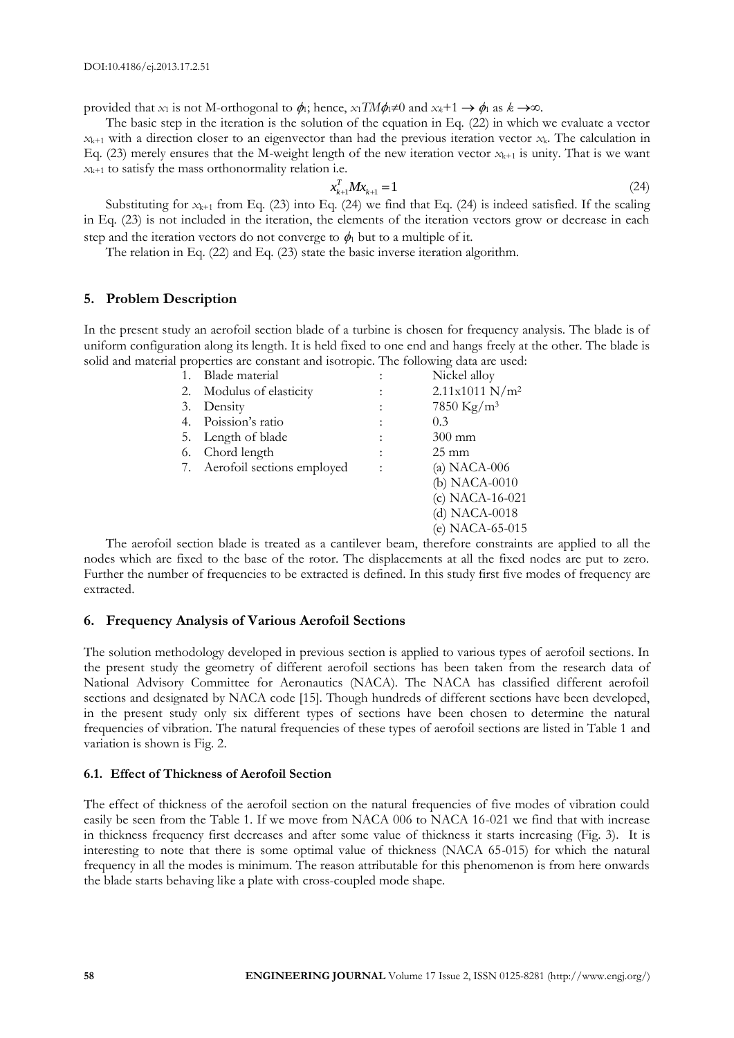provided that $x_1$ is not M-orthogonal to $\phi_1$; hence, $x_1 TM\phi_1 \neq 0$ and $x_k+1 \rightarrow \phi_1$ as $k \rightarrow \infty$.

The basic step in the iteration is the solution of the equation in Eq. (22) in which we evaluate a vector $x_{k+1}$ with a direction closer to an eigenvector than had the previous iteration vector $x_k$. The calculation in Eq. (23) merely ensures that the M-weight length of the new iteration vector $x_{k+1}$ is unity. That is we want $x_{k+1}$ to satisfy the mass orthonormality relation i.e.

$$x_{k+1}^T M x_{k+1} = 1 \tag{24}$$

Substituting for $x_{k+1}$ from Eq. (23) into Eq. (24) we find that Eq. (24) is indeed satisfied. If the scaling in Eq. (23) is not included in the iteration, the elements of the iteration vectors grow or decrease in each step and the iteration vectors do not converge to $\phi_1$ but to a multiple of it.

The relation in Eq. (22) and Eq. (23) state the basic inverse iteration algorithm.

## 5. Problem Description

In the present study an aerofoil section blade of a turbine is chosen for frequency analysis. The blade is of uniform configuration along its length. It is held fixed to one end and hangs freely at the other. The blade is solid and material properties are constant and isotropic. The following data are used:

1. Blade material : Nickel alloy
2. Modulus of elasticity : 2.11x1011 N/m$^2$
3. Density : 7850 Kg/m$^3$
4. Poission's ratio : 0.3
5. Length of blade : 300 mm
6. Chord length : 25 mm
7. Aerofoil sections employed : (a) NACA-006
   (b) NACA-0010
   (c) NACA-16-021
   (d) NACA-0018
   (e) NACA-65-015

The aerofoil section blade is treated as a cantilever beam, therefore constraints are applied to all the nodes which are fixed to the base of the rotor. The displacements at all the fixed nodes are put to zero. Further the number of frequencies to be extracted is defined. In this study first five modes of frequency are extracted.

## 6. Frequency Analysis of Various Aerofoil Sections

The solution methodology developed in previous section is applied to various types of aerofoil sections. In the present study the geometry of different aerofoil sections has been taken from the research data of National Advisory Committee for Aeronautics (NACA). The NACA has classified different aerofoil sections and designated by NACA code [15]. Though hundreds of different sections have been developed, in the present study only six different types of sections have been chosen to determine the natural frequencies of vibration. The natural frequencies of these types of aerofoil sections are listed in Table 1 and variation is shown is Fig. 2.

### 6.1. Effect of Thickness of Aerofoil Section

The effect of thickness of the aerofoil section on the natural frequencies of five modes of vibration could easily be seen from the Table 1. If we move from NACA 006 to NACA 16-021 we find that with increase in thickness frequency first decreases and after some value of thickness it starts increasing (Fig. 3). It is interesting to note that there is some optimal value of thickness (NACA 65-015) for which the natural frequency in all the modes is minimum. The reason attributable for this phenomenon is from here onwards the blade starts behaving like a plate with cross-coupled mode shape.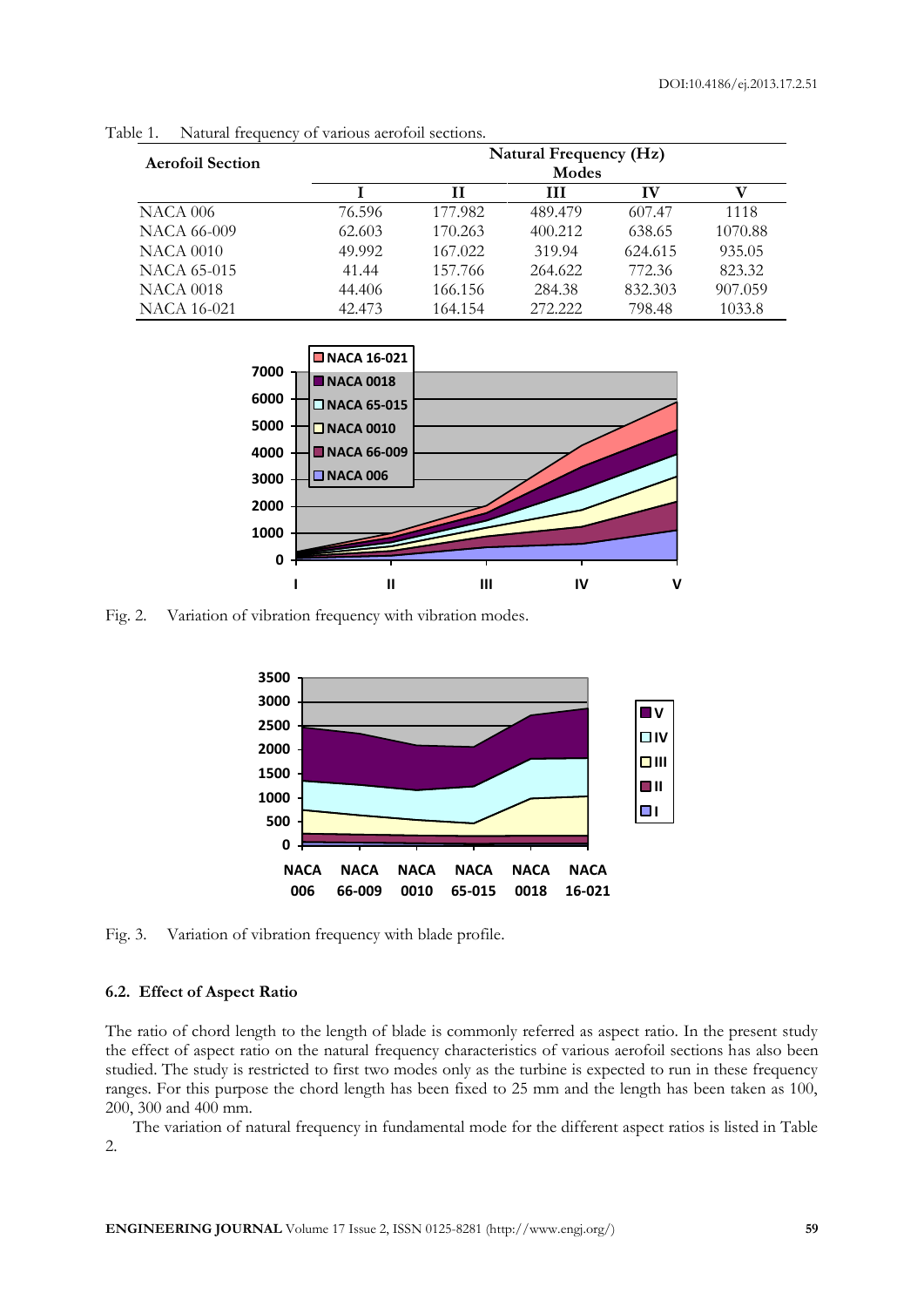Table 1. Natural frequency of various aerofoil sections.

| Aerofoil Section | Natural Frequency (Hz) Modes | | | | |
|---|---|---|---|---|---|
| | I | II | III | IV | V |
| NACA 006 | 76.596 | 177.982 | 489.479 | 607.47 | 1118 |
| NACA 66-009 | 62.603 | 170.263 | 400.212 | 638.65 | 1070.88 |
| NACA 0010 | 49.992 | 167.022 | 319.94 | 624.615 | 935.05 |
| NACA 65-015 | 41.44 | 157.766 | 264.622 | 772.36 | 823.32 |
| NACA 0018 | 44.406 | 166.156 | 284.38 | 832.303 | 907.059 |
| NACA 16-021 | 42.473 | 164.154 | 272.222 | 798.48 | 1033.8 |

Fig. 2. Variation of vibration frequency with vibration modes.

Fig. 3. Variation of vibration frequency with blade profile.

### 6.2. Effect of Aspect Ratio

The ratio of chord length to the length of blade is commonly referred as aspect ratio. In the present study the effect of aspect ratio on the natural frequency characteristics of various aerofoil sections has also been studied. The study is restricted to first two modes only as the turbine is expected to run in these frequency ranges. For this purpose the chord length has been fixed to 25 mm and the length has been taken as 100, 200, 300 and 400 mm.

The variation of natural frequency in fundamental mode for the different aspect ratios is listed in Table 2.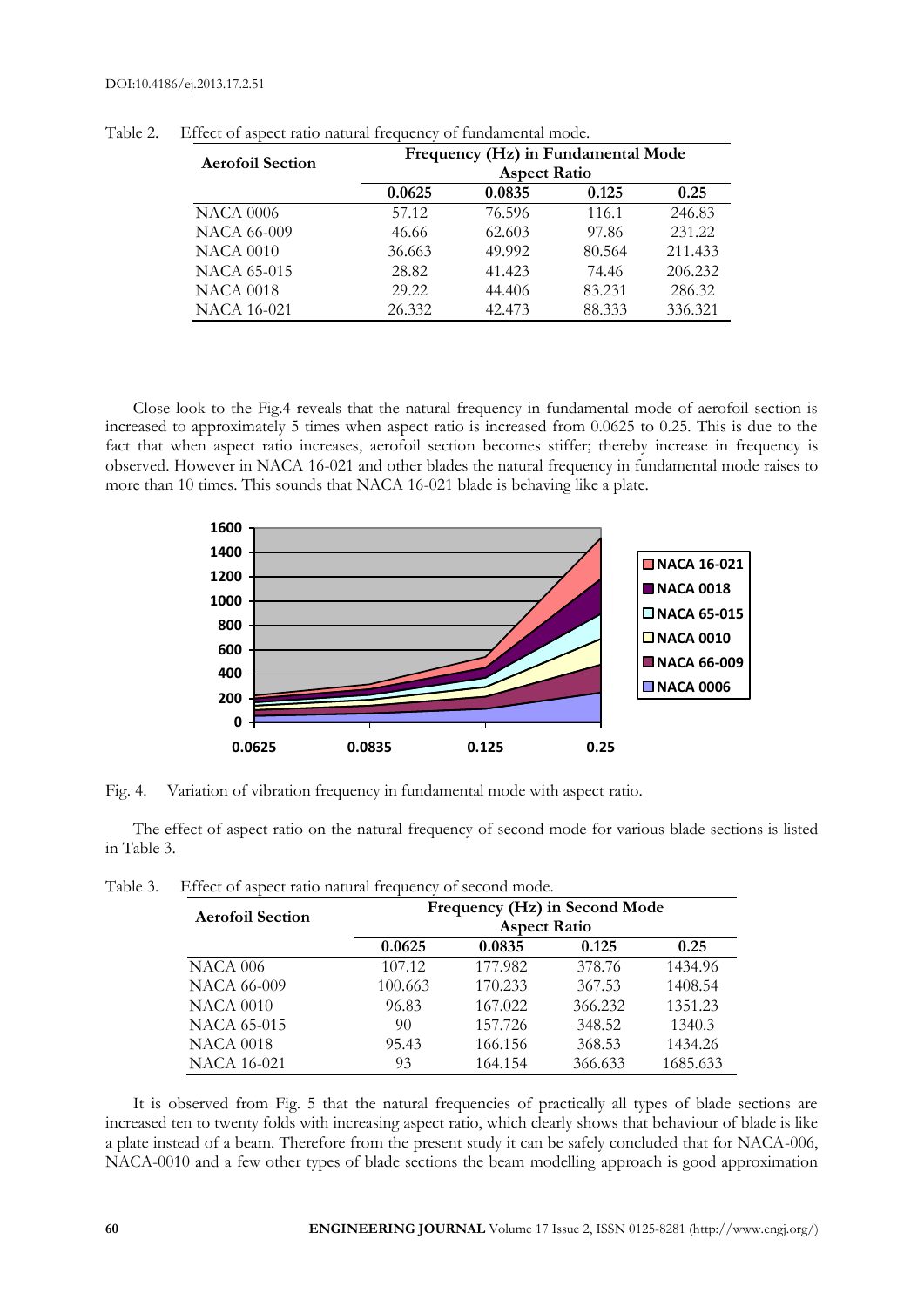Table 2. Effect of aspect ratio natural frequency of fundamental mode.

| Aerofoil Section | Frequency (Hz) in Fundamental Mode Aspect Ratio | | | |
|---|---|---|---|---|
| | 0.0625 | 0.0835 | 0.125 | 0.25 |
| NACA 0006 | 57.12 | 76.596 | 116.1 | 246.83 |
| NACA 66-009 | 46.66 | 62.603 | 97.86 | 231.22 |
| NACA 0010 | 36.663 | 49.992 | 80.564 | 211.433 |
| NACA 65-015 | 28.82 | 41.423 | 74.46 | 206.232 |
| NACA 0018 | 29.22 | 44.406 | 83.231 | 286.32 |
| NACA 16-021 | 26.332 | 42.473 | 88.333 | 336.321 |

Close look to the Fig.4 reveals that the natural frequency in fundamental mode of aerofoil section is increased to approximately 5 times when aspect ratio is increased from 0.0625 to 0.25. This is due to the fact that when aspect ratio increases, aerofoil section becomes stiffer; thereby increase in frequency is observed. However in NACA 16-021 and other blades the natural frequency in fundamental mode raises to more than 10 times. This sounds that NACA 16-021 blade is behaving like a plate.

Fig. 4. Variation of vibration frequency in fundamental mode with aspect ratio.

The effect of aspect ratio on the natural frequency of second mode for various blade sections is listed in Table 3.

Table 3. Effect of aspect ratio natural frequency of second mode.

| Aerofoil Section | Frequency (Hz) in Second Mode Aspect Ratio | | | |
|---|---|---|---|---|
| | 0.0625 | 0.0835 | 0.125 | 0.25 |
| NACA 006 | 107.12 | 177.982 | 378.76 | 1434.96 |
| NACA 66-009 | 100.663 | 170.233 | 367.53 | 1408.54 |
| NACA 0010 | 96.83 | 167.022 | 366.232 | 1351.23 |
| NACA 65-015 | 90 | 157.726 | 348.52 | 1340.3 |
| NACA 0018 | 95.43 | 166.156 | 368.53 | 1434.26 |
| NACA 16-021 | 93 | 164.154 | 366.633 | 1685.633 |

It is observed from Fig. 5 that the natural frequencies of practically all types of blade sections are increased ten to twenty folds with increasing aspect ratio, which clearly shows that behaviour of blade is like a plate instead of a beam. Therefore from the present study it can be safely concluded that for NACA-006, NACA-0010 and a few other types of blade sections the beam modelling approach is good approximation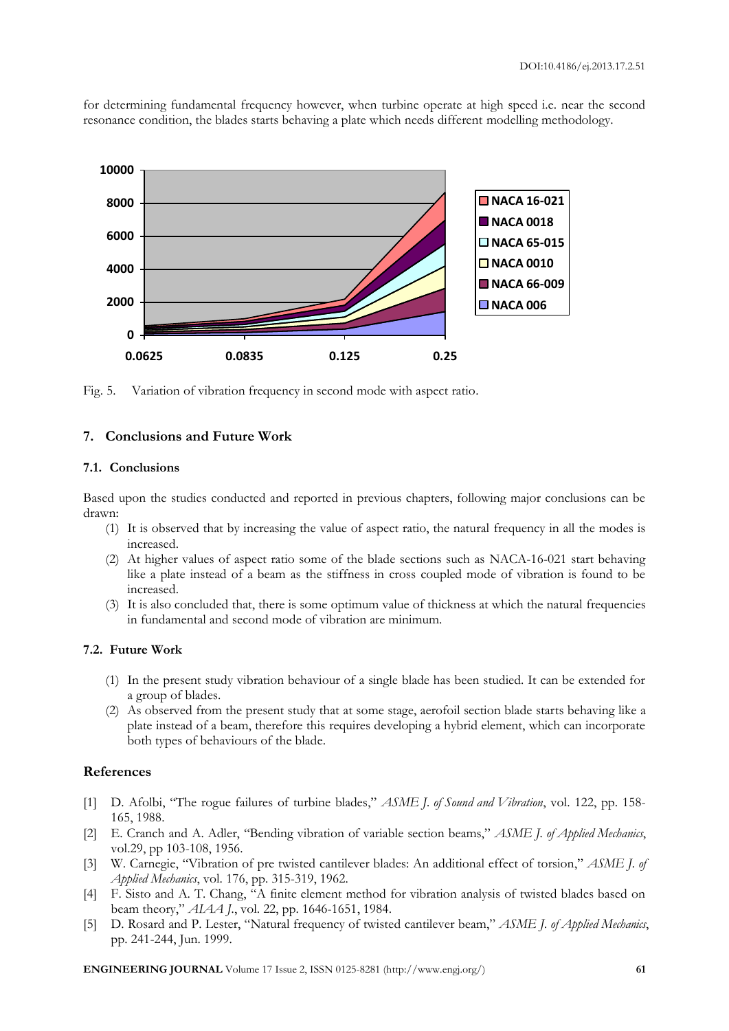for determining fundamental frequency however, when turbine operate at high speed i.e. near the second resonance condition, the blades starts behaving a plate which needs different modelling methodology.

Fig. 5. Variation of vibration frequency in second mode with aspect ratio.

## 7. Conclusions and Future Work

### 7.1. Conclusions

Based upon the studies conducted and reported in previous chapters, following major conclusions can be drawn:

(1) It is observed that by increasing the value of aspect ratio, the natural frequency in all the modes is increased.

(2) At higher values of aspect ratio some of the blade sections such as NACA-16-021 start behaving like a plate instead of a beam as the stiffness in cross coupled mode of vibration is found to be increased.

(3) It is also concluded that, there is some optimum value of thickness at which the natural frequencies in fundamental and second mode of vibration are minimum.

### 7.2. Future Work

(1) In the present study vibration behaviour of a single blade has been studied. It can be extended for a group of blades.

(2) As observed from the present study that at some stage, aerofoil section blade starts behaving like a plate instead of a beam, therefore this requires developing a hybrid element, which can incorporate both types of behaviours of the blade.

## References

[1] D. Afolbi, "The rogue failures of turbine blades," *ASME J. of Sound and Vibration*, vol. 122, pp. 158-165, 1988.

[2] E. Cranch and A. Adler, "Bending vibration of variable section beams," *ASME J. of Applied Mechanics*, vol.29, pp 103-108, 1956.

[3] W. Carnegie, "Vibration of pre twisted cantilever blades: An additional effect of torsion," *ASME J. of Applied Mechanics*, vol. 176, pp. 315-319, 1962.

[4] F. Sisto and A. T. Chang, "A finite element method for vibration analysis of twisted blades based on beam theory," *AIAA J.*, vol. 22, pp. 1646-1651, 1984.

[5] D. Rosard and P. Lester, "Natural frequency of twisted cantilever beam," *ASME J. of Applied Mechanics*, pp. 241-244, Jun. 1999.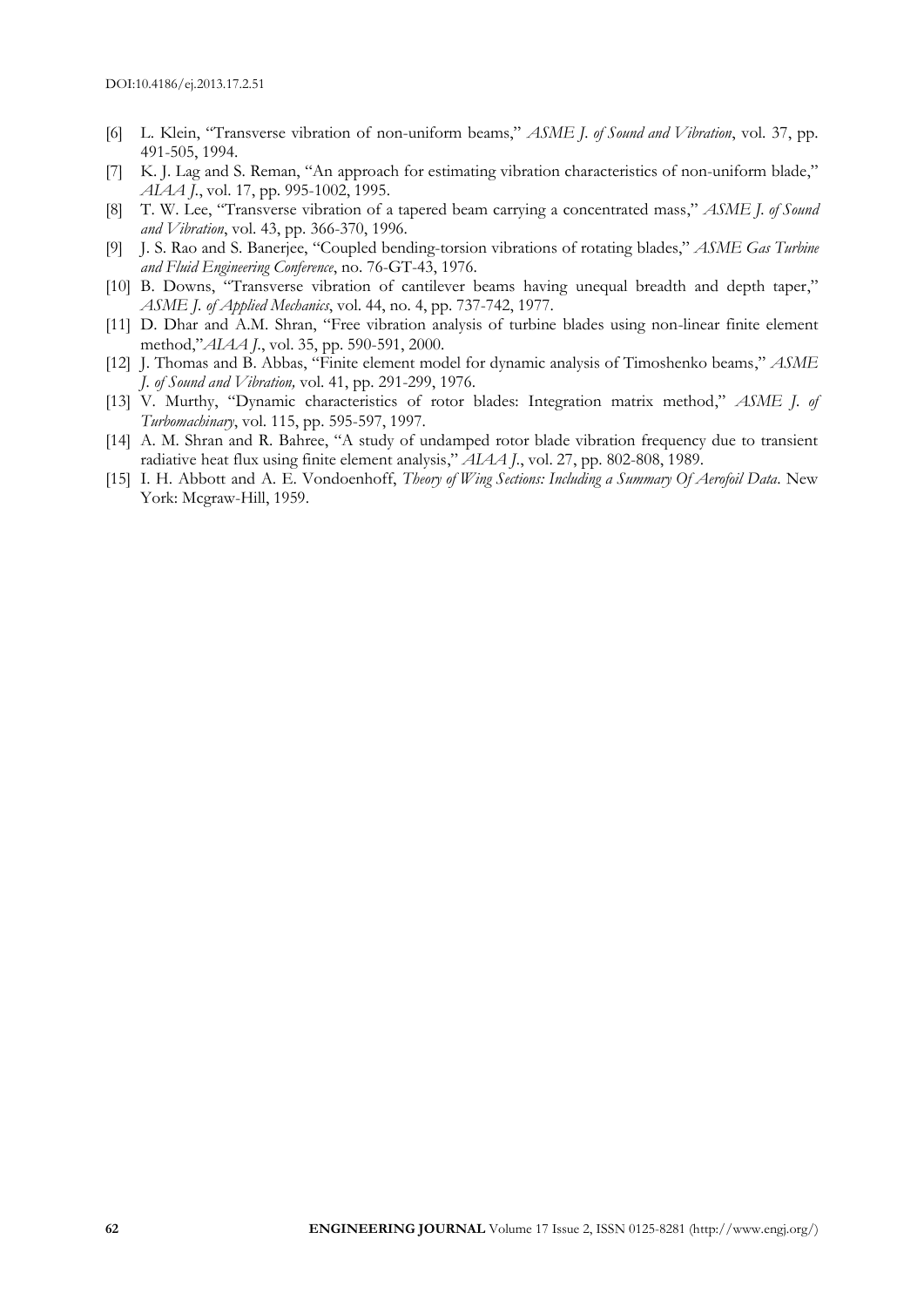[6] L. Klein, "Transverse vibration of non-uniform beams," *ASME J. of Sound and Vibration*, vol. 37, pp. 491-505, 1994.

[7] K. J. Lag and S. Reman, "An approach for estimating vibration characteristics of non-uniform blade," *AIAA J.*, vol. 17, pp. 995-1002, 1995.

[8] T. W. Lee, "Transverse vibration of a tapered beam carrying a concentrated mass," *ASME J. of Sound and Vibration*, vol. 43, pp. 366-370, 1996.

[9] J. S. Rao and S. Banerjee, "Coupled bending-torsion vibrations of rotating blades," *ASME Gas Turbine and Fluid Engineering Conference*, no. 76-GT-43, 1976.

[10] B. Downs, "Transverse vibration of cantilever beams having unequal breadth and depth taper," *ASME J. of Applied Mechanics*, vol. 44, no. 4, pp. 737-742, 1977.

[11] D. Dhar and A.M. Shran, "Free vibration analysis of turbine blades using non-linear finite element method,"*AIAA J.*, vol. 35, pp. 590-591, 2000.

[12] J. Thomas and B. Abbas, "Finite element model for dynamic analysis of Timoshenko beams," *ASME J. of Sound and Vibration,* vol. 41, pp. 291-299, 1976.

[13] V. Murthy, "Dynamic characteristics of rotor blades: Integration matrix method," *ASME J. of Turbomachinary*, vol. 115, pp. 595-597, 1997.

[14] A. M. Shran and R. Bahree, "A study of undamped rotor blade vibration frequency due to transient radiative heat flux using finite element analysis," *AIAA J.*, vol. 27, pp. 802-808, 1989.

[15] I. H. Abbott and A. E. Vondoenhoff, *Theory of Wing Sections: Including a Summary Of Aerofoil Data*. New York: Mcgraw-Hill, 1959.